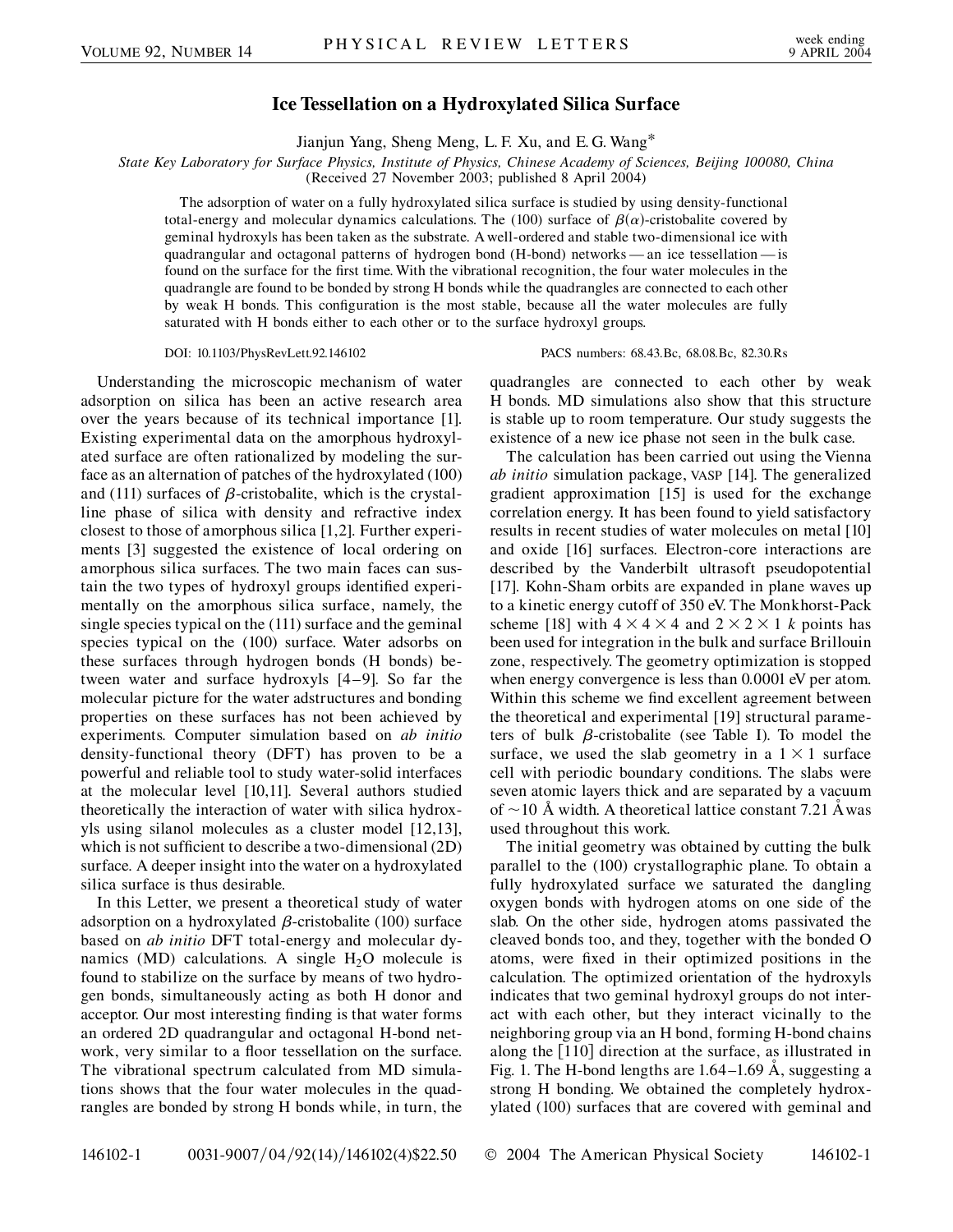# Ice Tessellation on a Hydroxylated Silica Surface

Jianjun Yang, Sheng Meng, L. F. Xu, and E. G. Wang*

*State Key Laboratory for Surface Physics, Institute of Physics, Chinese Academy of Sciences, Beijing 100080, China*
(Received 27 November 2003; published 8 April 2004)

The adsorption of water on a fully hydroxylated silica surface is studied by using density-functional total-energy and molecular dynamics calculations. The (100) surface of $\beta(\alpha)$-cristobalite covered by geminal hydroxyls has been taken as the substrate. A well-ordered and stable two-dimensional ice with quadrangular and octagonal patterns of hydrogen bond (H-bond) networks — an ice tessellation — is found on the surface for the first time. With the vibrational recognition, the four water molecules in the quadrangle are found to be bonded by strong H bonds while the quadrangles are connected to each other by weak H bonds. This configuration is the most stable, because all the water molecules are fully saturated with H bonds either to each other or to the surface hydroxyl groups.

DOI: 10.1103/PhysRevLett.92.146102 PACS numbers: 68.43.Bc, 68.08.Bc, 82.30.Rs

Understanding the microscopic mechanism of water adsorption on silica has been an active research area over the years because of its technical importance [1]. Existing experimental data on the amorphous hydroxylated surface are often rationalized by modeling the surface as an alternation of patches of the hydroxylated (100) and (111) surfaces of $\beta$-cristobalite, which is the crystalline phase of silica with density and refractive index closest to those of amorphous silica [1,2]. Further experiments [3] suggested the existence of local ordering on amorphous silica surfaces. The two main faces can sustain the two types of hydroxyl groups identified experimentally on the amorphous silica surface, namely, the single species typical on the (111) surface and the geminal species typical on the (100) surface. Water adsorbs on these surfaces through hydrogen bonds (H bonds) between water and surface hydroxyls [4–9]. So far the molecular picture for the water adstructures and bonding properties on these surfaces has not been achieved by experiments. Computer simulation based on *ab initio* density-functional theory (DFT) has proven to be a powerful and reliable tool to study water-solid interfaces at the molecular level [10,11]. Several authors studied theoretically the interaction of water with silica hydroxyls using silanol molecules as a cluster model [12,13], which is not sufficient to describe a two-dimensional (2D) surface. A deeper insight into the water on a hydroxylated silica surface is thus desirable.

In this Letter, we present a theoretical study of water adsorption on a hydroxylated $\beta$-cristobalite (100) surface based on *ab initio* DFT total-energy and molecular dynamics (MD) calculations. A single $H_2O$ molecule is found to stabilize on the surface by means of two hydrogen bonds, simultaneously acting as both H donor and acceptor. Our most interesting finding is that water forms an ordered 2D quadrangular and octagonal H-bond network, very similar to a floor tessellation on the surface. The vibrational spectrum calculated from MD simulations shows that the four water molecules in the quadrangles are bonded by strong H bonds while, in turn, the quadrangles are connected to each other by weak H bonds. MD simulations also show that this structure is stable up to room temperature. Our study suggests the existence of a new ice phase not seen in the bulk case.

The calculation has been carried out using the Vienna *ab initio* simulation package, VASP [14]. The generalized gradient approximation [15] is used for the exchange correlation energy. It has been found to yield satisfactory results in recent studies of water molecules on metal [10] and oxide [16] surfaces. Electron-core interactions are described by the Vanderbilt ultrasoft pseudopotential [17]. Kohn-Sham orbits are expanded in plane waves up to a kinetic energy cutoff of 350 eV. The Monkhorst-Pack scheme [18] with $4 \times 4 \times 4$ and $2 \times 2 \times 1$ $k$ points has been used for integration in the bulk and surface Brillouin zone, respectively. The geometry optimization is stopped when energy convergence is less than 0.0001 eV per atom. Within this scheme we find excellent agreement between the theoretical and experimental [19] structural parameters of bulk $\beta$-cristobalite (see Table I). To model the surface, we used the slab geometry in a $1 \times 1$ surface cell with periodic boundary conditions. The slabs were seven atomic layers thick and are separated by a vacuum of ~10 Å width. A theoretical lattice constant 7.21 Å was used throughout this work.

The initial geometry was obtained by cutting the bulk parallel to the (100) crystallographic plane. To obtain a fully hydroxylated surface we saturated the dangling oxygen bonds with hydrogen atoms on one side of the slab. On the other side, hydrogen atoms passivated the cleaved bonds too, and they, together with the bonded O atoms, were fixed in their optimized positions in the calculation. The optimized orientation of the hydroxyls indicates that two geminal hydroxyl groups do not interact with each other, but they interact vicinally to the neighboring group via an H bond, forming H-bond chains along the [110] direction at the surface, as illustrated in Fig. 1. The H-bond lengths are 1.64–1.69 Å, suggesting a strong H bonding. We obtained the completely hydroxylated (100) surfaces that are covered with geminal and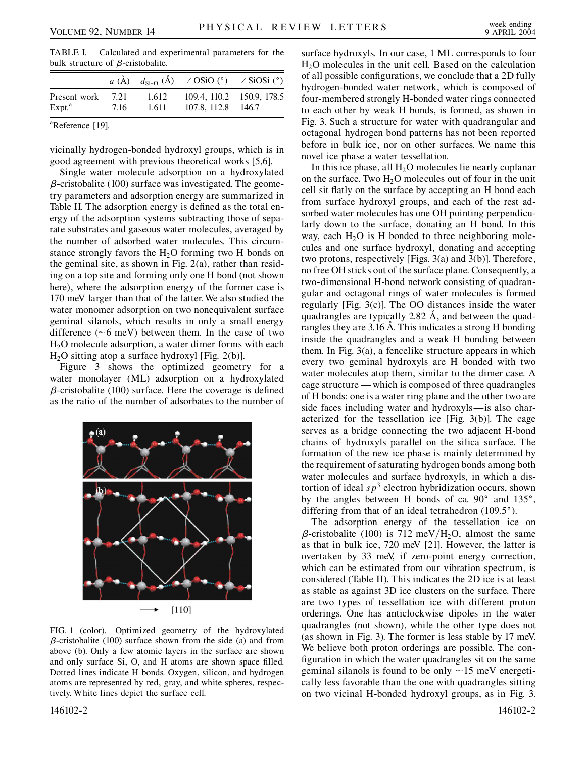TABLE I. Calculated and experimental parameters for the bulk structure of $\beta$-cristobalite.

| | $a$ (Å) | $d_{\text{Si-O}}$ (Å) | $\angle$OSiO (°) | $\angle$SiOSi (°) |
|---|---|---|---|---|
| Present work | 7.21 | 1.612 | 109.4, 110.2 | 150.9, 178.5 |
| Expt.[a] | 7.16 | 1.611 | 107.8, 112.8 | 146.7 |

[a]Reference [19].

vicinally hydrogen-bonded hydroxyl groups, which is in good agreement with previous theoretical works [5,6].

Single water molecule adsorption on a hydroxylated $\beta$-cristobalite (100) surface was investigated. The geometry parameters and adsorption energy are summarized in Table II. The adsorption energy is defined as the total energy of the adsorption systems subtracting those of separate substrates and gaseous water molecules, averaged by the number of adsorbed water molecules. This circumstance strongly favors the $H_2O$ forming two H bonds on the geminal site, as shown in Fig. 2(a), rather than residing on a top site and forming only one H bond (not shown here), where the adsorption energy of the former case is 170 meV larger than that of the latter. We also studied the water monomer adsorption on two nonequivalent surface geminal silanols, which results in only a small energy difference (~6 meV) between them. In the case of two $H_2O$ molecule adsorption, a water dimer forms with each $H_2O$ sitting atop a surface hydroxyl [Fig. 2(b)].

Figure 3 shows the optimized geometry for a water monolayer (ML) adsorption on a hydroxylated $\beta$-cristobalite (100) surface. Here the coverage is defined as the ratio of the number of adsorbates to the number of

FIG. 1 (color). Optimized geometry of the hydroxylated $\beta$-cristobalite (100) surface shown from the side (a) and from above (b). Only a few atomic layers in the surface are shown and only surface Si, O, and H atoms are shown space filled. Dotted lines indicate H bonds. Oxygen, silicon, and hydrogen atoms are represented by red, gray, and white spheres, respectively. White lines depict the surface cell.

surface hydroxyls. In our case, 1 ML corresponds to four $H_2O$ molecules in the unit cell. Based on the calculation of all possible configurations, we conclude that a 2D fully hydrogen-bonded water network, which is composed of four-membered strongly H-bonded water rings connected to each other by weak H bonds, is formed, as shown in Fig. 3. Such a structure for water with quadrangular and octagonal hydrogen bond patterns has not been reported before in bulk ice, nor on other surfaces. We name this novel ice phase a water tessellation.

In this ice phase, all $H_2O$ molecules lie nearly coplanar on the surface. Two $H_2O$ molecules out of four in the unit cell sit flatly on the surface by accepting an H bond each from surface hydroxyl groups, and each of the rest adsorbed water molecules has one OH pointing perpendicularly down to the surface, donating an H bond. In this way, each $H_2O$ is H bonded to three neighboring molecules and one surface hydroxyl, donating and accepting two protons, respectively [Figs. 3(a) and 3(b)]. Therefore, no free OH sticks out of the surface plane. Consequently, a two-dimensional H-bond network consisting of quadrangular and octagonal rings of water molecules is formed regularly [Fig. 3(c)]. The OO distances inside the water quadrangles are typically 2.82 Å, and between the quadrangles they are 3.16 Å. This indicates a strong H bonding inside the quadrangles and a weak H bonding between them. In Fig. 3(a), a fencelike structure appears in which every two geminal hydroxyls are H bonded with two water molecules atop them, similar to the dimer case. A cage structure — which is composed of three quadrangles of H bonds: one is a water ring plane and the other two are side faces including water and hydroxyls—is also characterized for the tessellation ice [Fig. 3(b)]. The cage serves as a bridge connecting the two adjacent H-bond chains of hydroxyls parallel on the silica surface. The formation of the new ice phase is mainly determined by the requirement of saturating hydrogen bonds among both water molecules and surface hydroxyls, in which a distortion of ideal $sp^3$ electron hybridization occurs, shown by the angles between H bonds of ca. 90° and 135°, differing from that of an ideal tetrahedron (109.5°).

The adsorption energy of the tessellation ice on $\beta$-cristobalite (100) is 712 meV/$H_2O$, almost the same as that in bulk ice, 720 meV [21]. However, the latter is overtaken by 33 meV, if zero-point energy correction, which can be estimated from our vibration spectrum, is considered (Table II). This indicates the 2D ice is at least as stable as against 3D ice clusters on the surface. There are two types of tessellation ice with different proton orderings. One has anticlockwise dipoles in the water quadrangles (not shown), while the other type does not (as shown in Fig. 3). The former is less stable by 17 meV. We believe both proton orderings are possible. The configuration in which the water quadrangles sit on the same geminal silanols is found to be only ~15 meV energetically less favorable than the one with quadrangles sitting on two vicinal H-bonded hydroxyl groups, as in Fig. 3.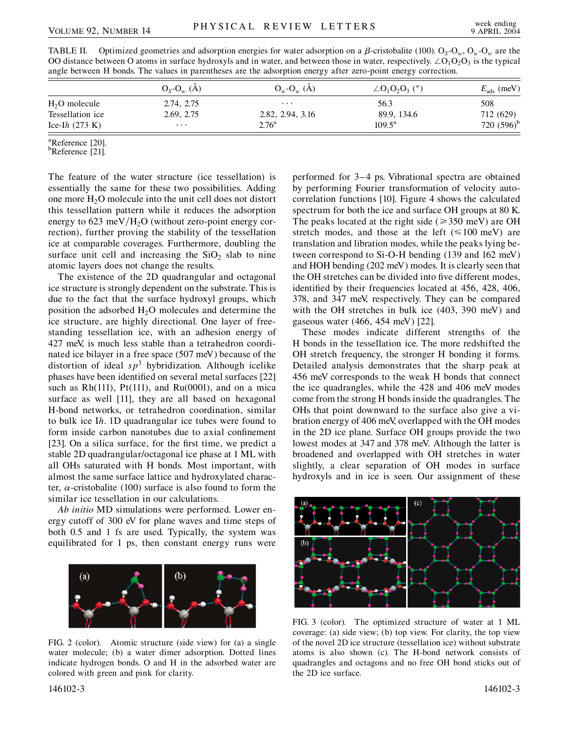TABLE II. Optimized geometries and adsorption energies for water adsorption on a $\beta$-cristobalite (100). $O_S$-$O_w$, $O_w$-$O_w$ are the OO distance between O atoms in surface hydroxyls and in water, and between those in water, respectively. $\angle O_1O_2O_3$ is the typical angle between H bonds. The values in parentheses are the adsorption energy after zero-point energy correction.

| | $O_S$-$O_w$ (Å) | $O_w$-$O_w$ (Å) | $\angle O_1O_2O_3$ (°) | $E_{ads}$ (meV) |
|---|---|---|---|---|
| $H_2O$ molecule | 2.74, 2.75 | ⋯ | 56.3 | 508 |
| Tessellation ice | 2.69, 2.75 | 2.82, 2.94, 3.16 | 89.9, 134.6 | 712 (629) |
| Ice-I*h* (273 K) | ⋯ | 2.76[a] | 109.5[a] | 720 (596)[b] |

[a]Reference [20].
[b]Reference [21].

The feature of the water structure (ice tessellation) is essentially the same for these two possibilities. Adding one more $H_2O$ molecule into the unit cell does not distort this tessellation pattern while it reduces the adsorption energy to 623 meV/$H_2O$ (without zero-point energy correction), further proving the stability of the tessellation ice at comparable coverages. Furthermore, doubling the surface unit cell and increasing the $SiO_2$ slab to nine atomic layers does not change the results.

The existence of the 2D quadrangular and octagonal ice structure is strongly dependent on the substrate. This is due to the fact that the surface hydroxyl groups, which position the adsorbed $H_2O$ molecules and determine the ice structure, are highly directional. One layer of free-standing tessellation ice, with an adhesion energy of 427 meV, is much less stable than a tetrahedron coordinated ice bilayer in a free space (507 meV) because of the distortion of ideal $sp^3$ hybridization. Although icelike phases have been identified on several metal surfaces [22] such as Rh(111), Pt(111), and Ru(0001), and on a mica surface as well [11], they are all based on hexagonal H-bond networks, or tetrahedron coordination, similar to bulk ice I*h*. 1D quadrangular ice tubes were found to form inside carbon nanotubes due to axial confinement [23]. On a silica surface, for the first time, we predict a stable 2D quadrangular/octagonal ice phase at 1 ML with all OHs saturated with H bonds. Most important, with almost the same surface lattice and hydroxylated character, $\alpha$-cristobalite (100) surface is also found to form the similar ice tessellation in our calculations.

*Ab initio* MD simulations were performed. Lower energy cutoff of 300 eV for plane waves and time steps of both 0.5 and 1 fs are used. Typically, the system was equilibrated for 1 ps, then constant energy runs were performed for 3–4 ps. Vibrational spectra are obtained by performing Fourier transformation of velocity autocorrelation functions [10]. Figure 4 shows the calculated spectrum for both the ice and surface OH groups at 80 K. The peaks located at the right side ($\geq$350 meV) are OH stretch modes, and those at the left ($\leq$100 meV) are translation and libration modes, while the peaks lying between correspond to Si-O-H bending (139 and 162 meV) and HOH bending (202 meV) modes. It is clearly seen that the OH stretches can be divided into five different modes, identified by their frequencies located at 456, 428, 406, 378, and 347 meV, respectively. They can be compared with the OH stretches in bulk ice (403, 390 meV) and gaseous water (466, 454 meV) [22].

These modes indicate different strengths of the H bonds in the tessellation ice. The more redshifted the OH stretch frequency, the stronger H bonding it forms. Detailed analysis demonstrates that the sharp peak at 456 meV corresponds to the weak H bonds that connect the ice quadrangles, while the 428 and 406 meV modes come from the strong H bonds inside the quadrangles. The OHs that point downward to the surface also give a vibration energy of 406 meV, overlapped with the OH modes in the 2D ice plane. Surface OH groups provide the two lowest modes at 347 and 378 meV. Although the latter is broadened and overlapped with OH stretches in water slightly, a clear separation of OH modes in surface hydroxyls and in ice is seen. Our assignment of these

FIG. 2 (color). Atomic structure (side view) for (a) a single water molecule; (b) a water dimer adsorption. Dotted lines indicate hydrogen bonds. O and H in the adsorbed water are colored with green and pink for clarity.

FIG. 3 (color). The optimized structure of water at 1 ML coverage: (a) side view; (b) top view. For clarity, the top view of the novel 2D ice structure (tessellation ice) without substrate atoms is also shown (c). The H-bond network consists of quadrangles and octagons and no free OH bond sticks out of the 2D ice surface.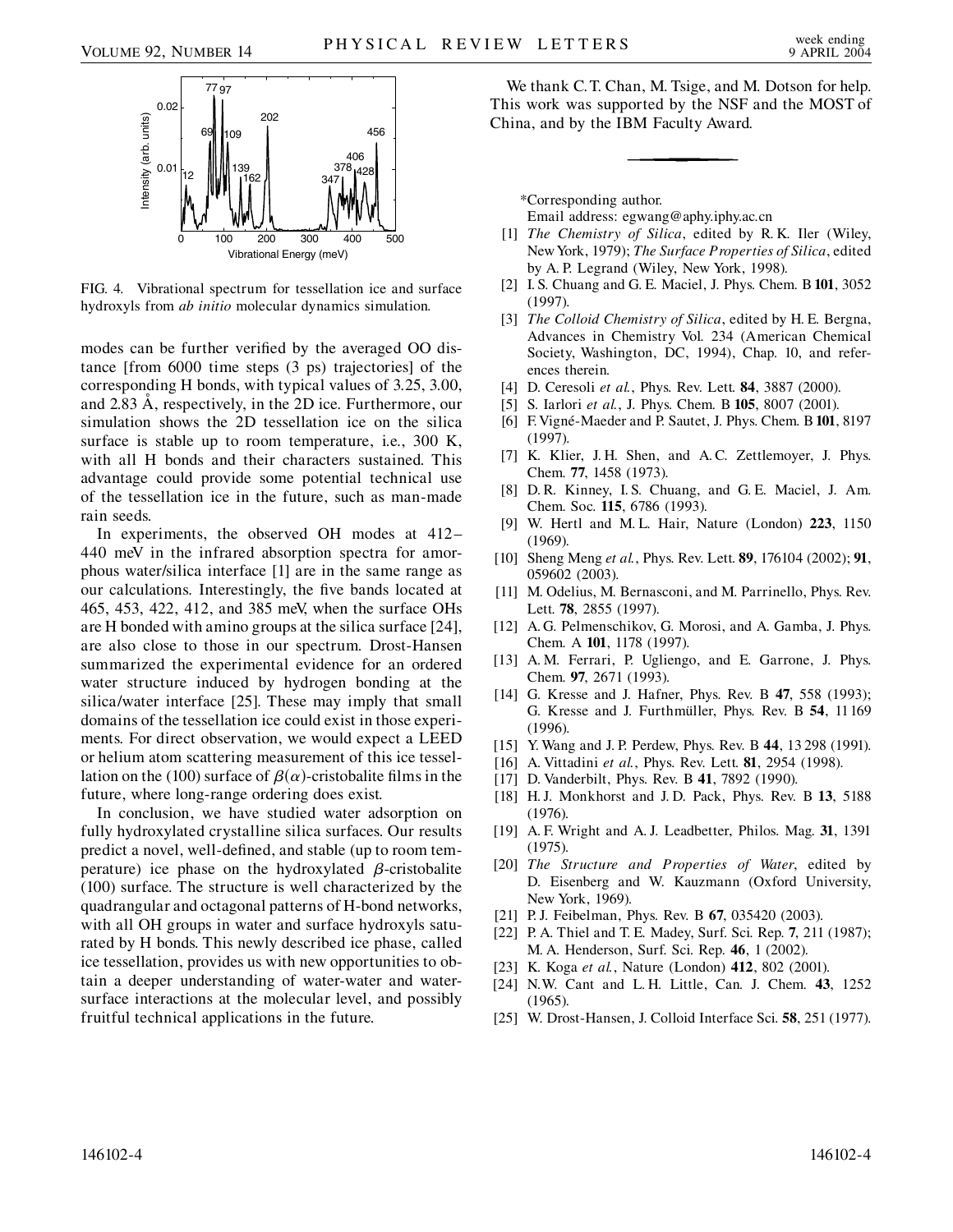Intensity (arb. units)

0.02

0.01

77 97

69

109

202

456

12

139

162

406

378

428

347

0 100 200 300 400 500

Vibrational Energy (meV)

FIG. 4. Vibrational spectrum for tessellation ice and surface hydroxyls from *ab initio* molecular dynamics simulation.

modes can be further verified by the averaged OO distance [from 6000 time steps (3 ps) trajectories] of the corresponding H bonds, with typical values of 3.25, 3.00, and 2.83 Å, respectively, in the 2D ice. Furthermore, our simulation shows the 2D tessellation ice on the silica surface is stable up to room temperature, i.e., 300 K, with all H bonds and their characters sustained. This advantage could provide some potential technical use of the tessellation ice in the future, such as man-made rain seeds.

In experiments, the observed OH modes at 412–440 meV in the infrared absorption spectra for amorphous water/silica interface [1] are in the same range as our calculations. Interestingly, the five bands located at 465, 453, 422, 412, and 385 meV, when the surface OHs are H bonded with amino groups at the silica surface [24], are also close to those in our spectrum. Drost-Hansen summarized the experimental evidence for an ordered water structure induced by hydrogen bonding at the silica/water interface [25]. These may imply that small domains of the tessellation ice could exist in those experiments. For direct observation, we would expect a LEED or helium atom scattering measurement of this ice tessellation on the (100) surface of $\beta(\alpha)$-cristobalite films in the future, where long-range ordering does exist.

In conclusion, we have studied water adsorption on fully hydroxylated crystalline silica surfaces. Our results predict a novel, well-defined, and stable (up to room temperature) ice phase on the hydroxylated $\beta$-cristobalite (100) surface. The structure is well characterized by the quadrangular and octagonal patterns of H-bond networks, with all OH groups in water and surface hydroxyls saturated by H bonds. This newly described ice phase, called ice tessellation, provides us with new opportunities to obtain a deeper understanding of water-water and water-surface interactions at the molecular level, and possibly fruitful technical applications in the future.

We thank C. T. Chan, M. Tsige, and M. Dotson for help. This work was supported by the NSF and the MOST of China, and by the IBM Faculty Award.

---

*Corresponding author.
Email address: egwang@aphy.iphy.ac.cn

[1] *The Chemistry of Silica*, edited by R. K. Iler (Wiley, New York, 1979); *The Surface Properties of Silica*, edited by A. P. Legrand (Wiley, New York, 1998).
[2] I. S. Chuang and G. E. Maciel, J. Phys. Chem. B **101**, 3052 (1997).
[3] *The Colloid Chemistry of Silica*, edited by H. E. Bergna, Advances in Chemistry Vol. 234 (American Chemical Society, Washington, DC, 1994), Chap. 10, and references therein.
[4] D. Ceresoli *et al.*, Phys. Rev. Lett. **84**, 3887 (2000).
[5] S. Iarlori *et al.*, J. Phys. Chem. B **105**, 8007 (2001).
[6] F. Vigné-Maeder and P. Sautet, J. Phys. Chem. B **101**, 8197 (1997).
[7] K. Klier, J. H. Shen, and A. C. Zettlemoyer, J. Phys. Chem. **77**, 1458 (1973).
[8] D. R. Kinney, I. S. Chuang, and G. E. Maciel, J. Am. Chem. Soc. **115**, 6786 (1993).
[9] W. Hertl and M. L. Hair, Nature (London) **223**, 1150 (1969).
[10] Sheng Meng *et al.*, Phys. Rev. Lett. **89**, 176104 (2002); **91**, 059602 (2003).
[11] M. Odelius, M. Bernasconi, and M. Parrinello, Phys. Rev. Lett. **78**, 2855 (1997).
[12] A. G. Pelmenschikov, G. Morosi, and A. Gamba, J. Phys. Chem. A **101**, 1178 (1997).
[13] A. M. Ferrari, P. Ugliengo, and E. Garrone, J. Phys. Chem. **97**, 2671 (1993).
[14] G. Kresse and J. Hafner, Phys. Rev. B **47**, 558 (1993); G. Kresse and J. Furthmüller, Phys. Rev. B **54**, 11 169 (1996).
[15] Y. Wang and J. P. Perdew, Phys. Rev. B **44**, 13 298 (1991).
[16] A. Vittadini *et al.*, Phys. Rev. Lett. **81**, 2954 (1998).
[17] D. Vanderbilt, Phys. Rev. B **41**, 7892 (1990).
[18] H. J. Monkhorst and J. D. Pack, Phys. Rev. B **13**, 5188 (1976).
[19] A. F. Wright and A. J. Leadbetter, Philos. Mag. **31**, 1391 (1975).
[20] *The Structure and Properties of Water*, edited by D. Eisenberg and W. Kauzmann (Oxford University, New York, 1969).
[21] P. J. Feibelman, Phys. Rev. B **67**, 035420 (2003).
[22] P. A. Thiel and T. E. Madey, Surf. Sci. Rep. **7**, 211 (1987); M. A. Henderson, Surf. Sci. Rep. **46**, 1 (2002).
[23] K. Koga *et al.*, Nature (London) **412**, 802 (2001).
[24] N. W. Cant and L. H. Little, Can. J. Chem. **43**, 1252 (1965).
[25] W. Drost-Hansen, J. Colloid Interface Sci. **58**, 251 (1977).